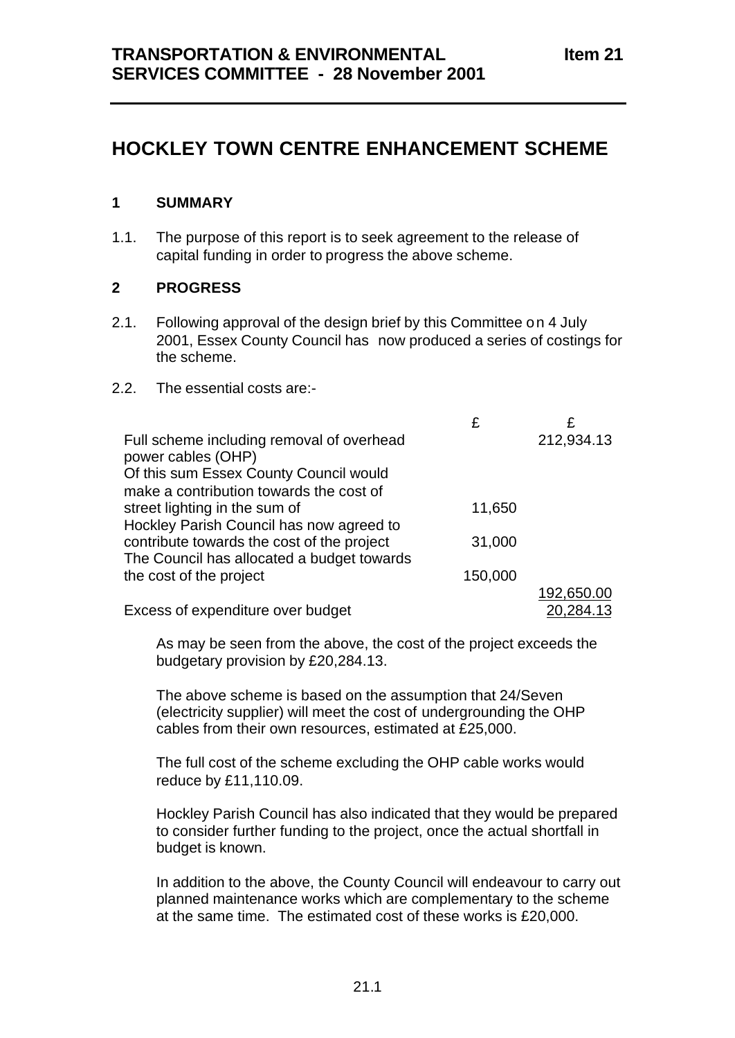**TRANSPORTATION & ENVIRONMENTAL SERVICES COMMITTEE - 28 November 2001** **Item 21**

# HOCKLEY TOWN CENTRE ENHANCEMENT SCHEME

## 1 SUMMARY

1.1. The purpose of this report is to seek agreement to the release of capital funding in order to progress the above scheme.

## 2 PROGRESS

2.1. Following approval of the design brief by this Committee on 4 July 2001, Essex County Council has now produced a series of costings for the scheme.

2.2. The essential costs are:-

| | £ | £ |
|---|---|---|
| Full scheme including removal of overhead power cables (OHP) | | 212,934.13 |
| Of this sum Essex County Council would make a contribution towards the cost of street lighting in the sum of | 11,650 | |
| Hockley Parish Council has now agreed to contribute towards the cost of the project | 31,000 | |
| The Council has allocated a budget towards the cost of the project | 150,000 | |
| | | 192,650.00 |
| Excess of expenditure over budget | | 20,284.13 |

As may be seen from the above, the cost of the project exceeds the budgetary provision by £20,284.13.

The above scheme is based on the assumption that 24/Seven (electricity supplier) will meet the cost of undergrounding the OHP cables from their own resources, estimated at £25,000.

The full cost of the scheme excluding the OHP cable works would reduce by £11,110.09.

Hockley Parish Council has also indicated that they would be prepared to consider further funding to the project, once the actual shortfall in budget is known.

In addition to the above, the County Council will endeavour to carry out planned maintenance works which are complementary to the scheme at the same time. The estimated cost of these works is £20,000.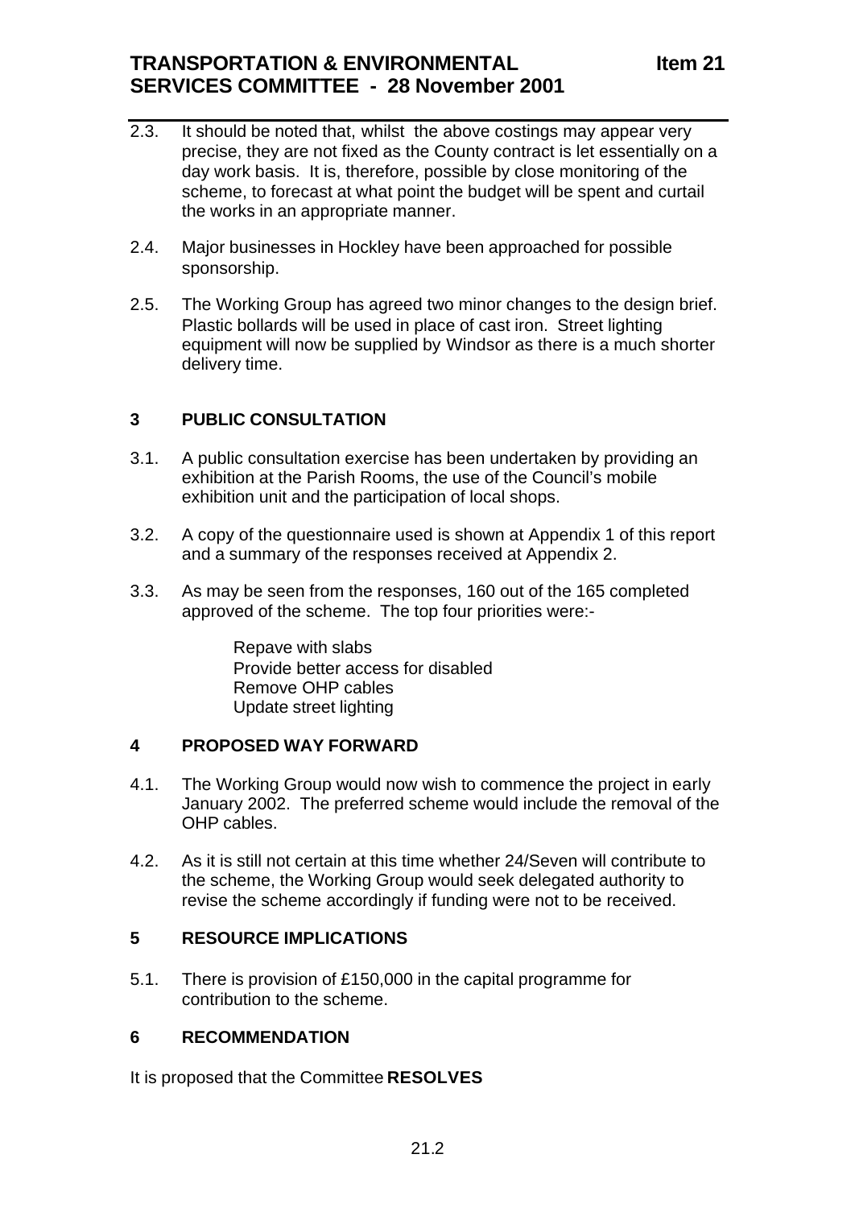2.3. It should be noted that, whilst the above costings may appear very precise, they are not fixed as the County contract is let essentially on a day work basis. It is, therefore, possible by close monitoring of the scheme, to forecast at what point the budget will be spent and curtail the works in an appropriate manner.

2.4. Major businesses in Hockley have been approached for possible sponsorship.

2.5. The Working Group has agreed two minor changes to the design brief. Plastic bollards will be used in place of cast iron. Street lighting equipment will now be supplied by Windsor as there is a much shorter delivery time.

## 3 PUBLIC CONSULTATION

3.1. A public consultation exercise has been undertaken by providing an exhibition at the Parish Rooms, the use of the Council's mobile exhibition unit and the participation of local shops.

3.2. A copy of the questionnaire used is shown at Appendix 1 of this report and a summary of the responses received at Appendix 2.

3.3. As may be seen from the responses, 160 out of the 165 completed approved of the scheme. The top four priorities were:-

Repave with slabs
Provide better access for disabled
Remove OHP cables
Update street lighting

## 4 PROPOSED WAY FORWARD

4.1. The Working Group would now wish to commence the project in early January 2002. The preferred scheme would include the removal of the OHP cables.

4.2. As it is still not certain at this time whether 24/Seven will contribute to the scheme, the Working Group would seek delegated authority to revise the scheme accordingly if funding were not to be received.

## 5 RESOURCE IMPLICATIONS

5.1. There is provision of £150,000 in the capital programme for contribution to the scheme.

## 6 RECOMMENDATION

It is proposed that the Committee **RESOLVES**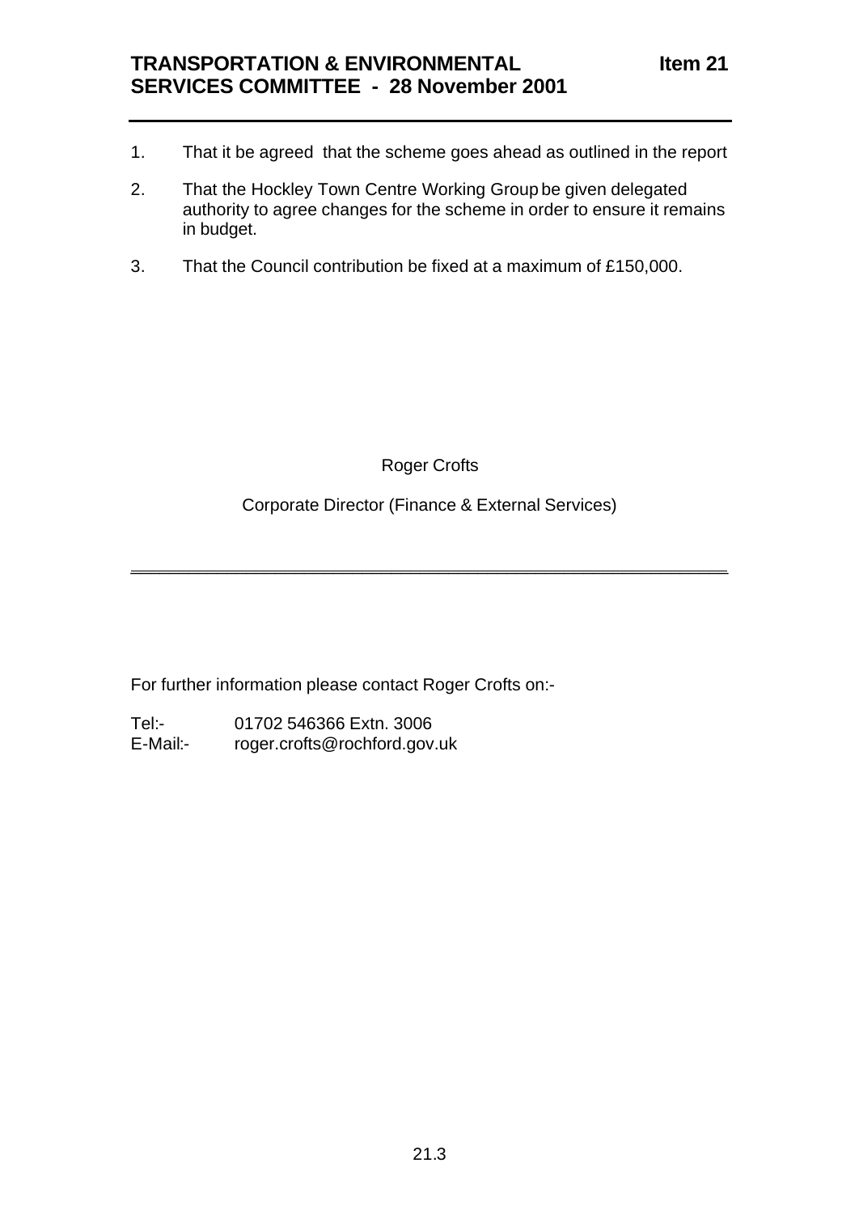1. That it be agreed that the scheme goes ahead as outlined in the report

2. That the Hockley Town Centre Working Group be given delegated authority to agree changes for the scheme in order to ensure it remains in budget.

3. That the Council contribution be fixed at a maximum of £150,000.

Roger Crofts

Corporate Director (Finance & External Services)

---

For further information please contact Roger Crofts on:-

Tel:- 01702 546366 Extn. 3006
E-Mail:- roger.crofts@rochford.gov.uk